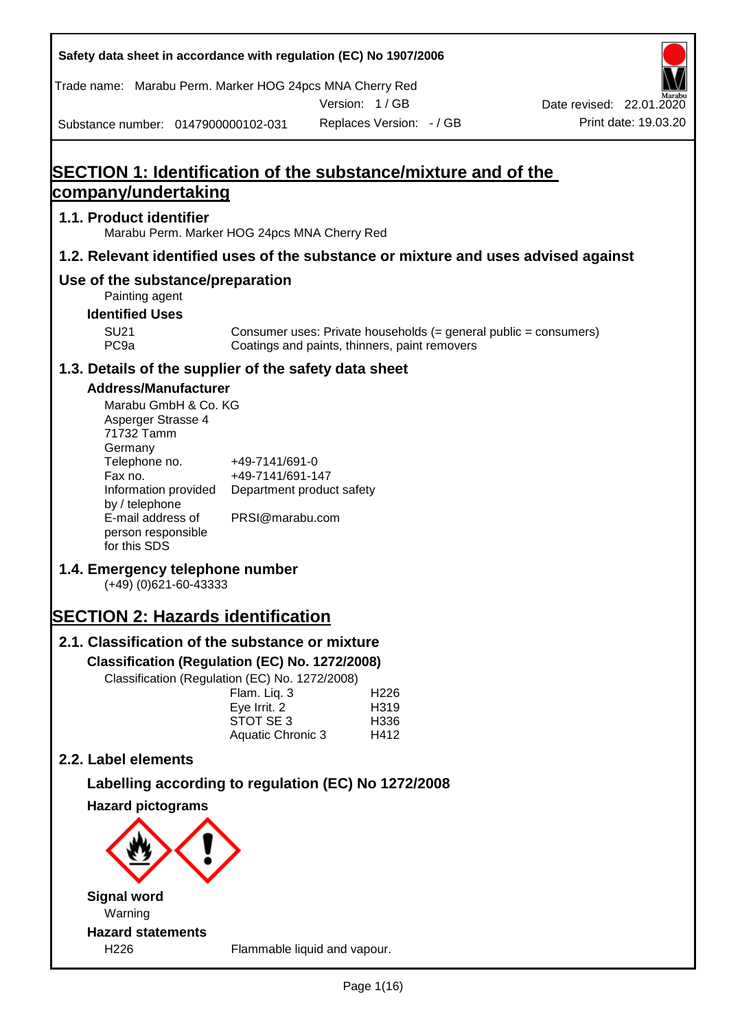Safety data sheet in accordance with regulation (EC) No 1907/2006

Trade name: Marabu Perm. Marker HOG 24pcs MNA Cherry Red

Version: 1 / GB

Date revised: 22.01.2020

Substance number: 0147900000102-031

Replaces Version: - / GB

Print date: 19.03.20

# SECTION 1: Identification of the substance/mixture and of the company/undertaking

## 1.1. Product identifier

Marabu Perm. Marker HOG 24pcs MNA Cherry Red

## 1.2. Relevant identified uses of the substance or mixture and uses advised against

## Use of the substance/preparation

Painting agent

### Identified Uses

| | |
|---|---|
| SU21 | Consumer uses: Private households (= general public = consumers) |
| PC9a | Coatings and paints, thinners, paint removers |

## 1.3. Details of the supplier of the safety data sheet

### Address/Manufacturer

Marabu GmbH & Co. KG
Asperger Strasse 4
71732 Tamm
Germany

| | |
|---|---|
| Telephone no. | +49-7141/691-0 |
| Fax no. | +49-7141/691-147 |
| Information provided by / telephone | Department product safety |
| E-mail address of person responsible for this SDS | PRSI@marabu.com |

## 1.4. Emergency telephone number

(+49) (0)621-60-43333

# SECTION 2: Hazards identification

## 2.1. Classification of the substance or mixture

### Classification (Regulation (EC) No. 1272/2008)

Classification (Regulation (EC) No. 1272/2008)

| | |
|---|---|
| Flam. Liq. 3 | H226 |
| Eye Irrit. 2 | H319 |
| STOT SE 3 | H336 |
| Aquatic Chronic 3 | H412 |

## 2.2. Label elements

### Labelling according to regulation (EC) No 1272/2008

### Hazard pictograms

### Signal word

Warning

### Hazard statements

| | |
|---|---|
| H226 | Flammable liquid and vapour. |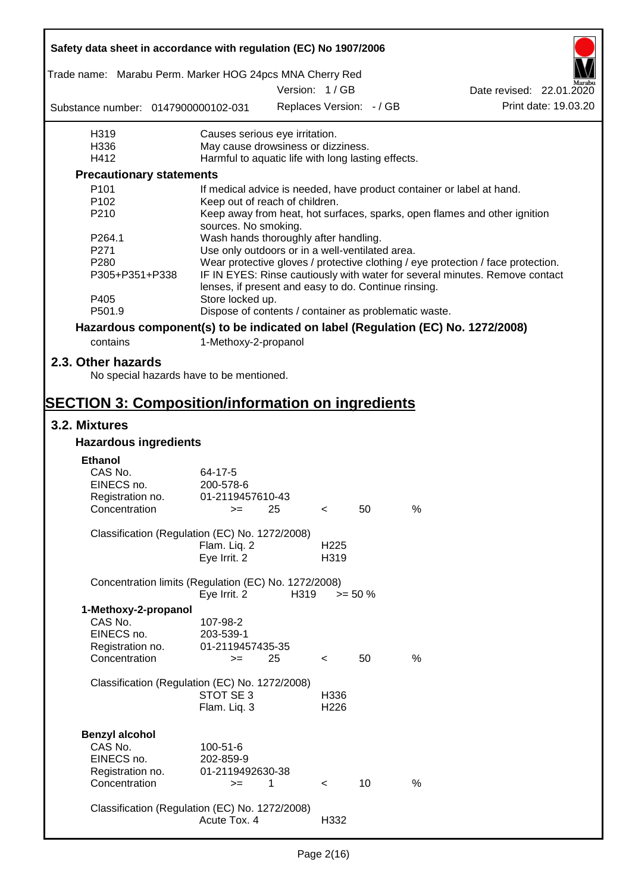| | |
|---|---|
| H319 | Causes serious eye irritation. |
| H336 | May cause drowsiness or dizziness. |
| H412 | Harmful to aquatic life with long lasting effects. |

**Precautionary statements**

| | |
|---|---|
| P101 | If medical advice is needed, have product container or label at hand. |
| P102 | Keep out of reach of children. |
| P210 | Keep away from heat, hot surfaces, sparks, open flames and other ignition sources. No smoking. |
| P264.1 | Wash hands thoroughly after handling. |
| P271 | Use only outdoors or in a well-ventilated area. |
| P280 | Wear protective gloves / protective clothing / eye protection / face protection. |
| P305+P351+P338 | IF IN EYES: Rinse cautiously with water for several minutes. Remove contact lenses, if present and easy to do. Continue rinsing. |
| P405 | Store locked up. |
| P501.9 | Dispose of contents / container as problematic waste. |

**Hazardous component(s) to be indicated on label (Regulation (EC) No. 1272/2008)**

contains 1-Methoxy-2-propanol

## 2.3. Other hazards

No special hazards have to be mentioned.

# SECTION 3: Composition/information on ingredients

## 3.2. Mixtures

### Hazardous ingredients

**Ethanol**

| | |
|---|---|
| CAS No. | 64-17-5 |
| EINECS no. | 200-578-6 |
| Registration no. | 01-2119457610-43 |
| Concentration | >= 25 < 50 % |

Classification (Regulation (EC) No. 1272/2008)

| | |
|---|---|
| Flam. Liq. 2 | H225 |
| Eye Irrit. 2 | H319 |

Concentration limits (Regulation (EC) No. 1272/2008)

| | | |
|---|---|---|
| Eye Irrit. 2 | H319 | >= 50 % |

**1-Methoxy-2-propanol**

| | |
|---|---|
| CAS No. | 107-98-2 |
| EINECS no. | 203-539-1 |
| Registration no. | 01-2119457435-35 |
| Concentration | >= 25 < 50 % |

Classification (Regulation (EC) No. 1272/2008)

| | |
|---|---|
| STOT SE 3 | H336 |
| Flam. Liq. 3 | H226 |

**Benzyl alcohol**

| | |
|---|---|
| CAS No. | 100-51-6 |
| EINECS no. | 202-859-9 |
| Registration no. | 01-2119492630-38 |
| Concentration | >= 1 < 10 % |

Classification (Regulation (EC) No. 1272/2008)

| | |
|---|---|
| Acute Tox. 4 | H332 |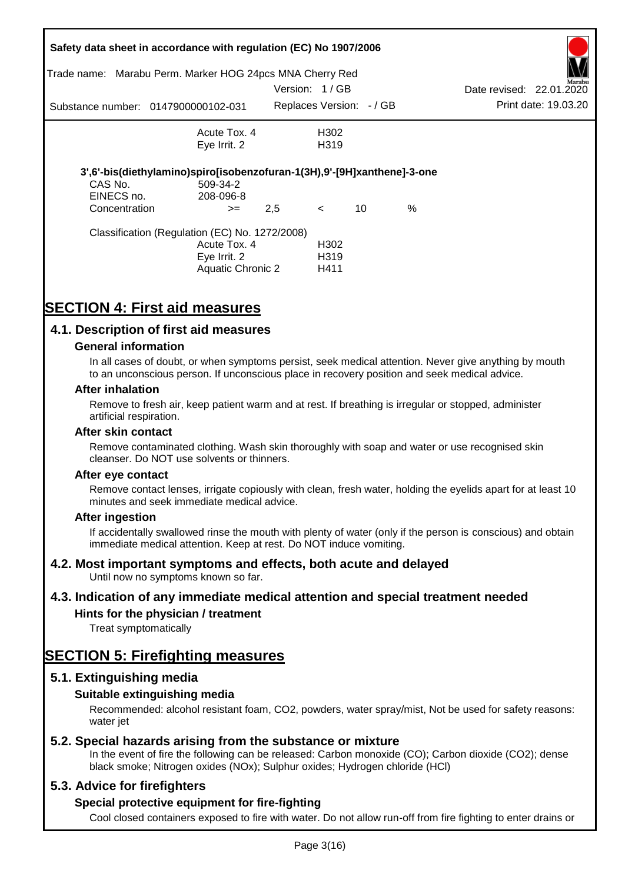| | | |
|---|---|---|
| | Acute Tox. 4 | H302 |
| | Eye Irrit. 2 | H319 |

**3',6'-bis(diethylamino)spiro[isobenzofuran-1(3H),9'-[9H]xanthene]-3-one**

| | | | | | |
|---|---|---|---|---|---|
| CAS No. | 509-34-2 | | | | |
| EINECS no. | 208-096-8 | | | | |
| Concentration | >= | 2,5 | < | 10 | % |

Classification (Regulation (EC) No. 1272/2008)

| | |
|---|---|
| Acute Tox. 4 | H302 |
| Eye Irrit. 2 | H319 |
| Aquatic Chronic 2 | H411 |

# SECTION 4: First aid measures

## 4.1. Description of first aid measures

### General information

In all cases of doubt, or when symptoms persist, seek medical attention. Never give anything by mouth to an unconscious person. If unconscious place in recovery position and seek medical advice.

### After inhalation

Remove to fresh air, keep patient warm and at rest. If breathing is irregular or stopped, administer artificial respiration.

### After skin contact

Remove contaminated clothing. Wash skin thoroughly with soap and water or use recognised skin cleanser. Do NOT use solvents or thinners.

### After eye contact

Remove contact lenses, irrigate copiously with clean, fresh water, holding the eyelids apart for at least 10 minutes and seek immediate medical advice.

### After ingestion

If accidentally swallowed rinse the mouth with plenty of water (only if the person is conscious) and obtain immediate medical attention. Keep at rest. Do NOT induce vomiting.

## 4.2. Most important symptoms and effects, both acute and delayed

Until now no symptoms known so far.

## 4.3. Indication of any immediate medical attention and special treatment needed

### Hints for the physician / treatment

Treat symptomatically

# SECTION 5: Firefighting measures

## 5.1. Extinguishing media

### Suitable extinguishing media

Recommended: alcohol resistant foam, $CO_2$, powders, water spray/mist, Not be used for safety reasons: water jet

## 5.2. Special hazards arising from the substance or mixture

In the event of fire the following can be released: Carbon monoxide (CO); Carbon dioxide ($CO_2$); dense black smoke; Nitrogen oxides ($NO_x$); Sulphur oxides; Hydrogen chloride (HCl)

## 5.3. Advice for firefighters

### Special protective equipment for fire-fighting

Cool closed containers exposed to fire with water. Do not allow run-off from fire fighting to enter drains or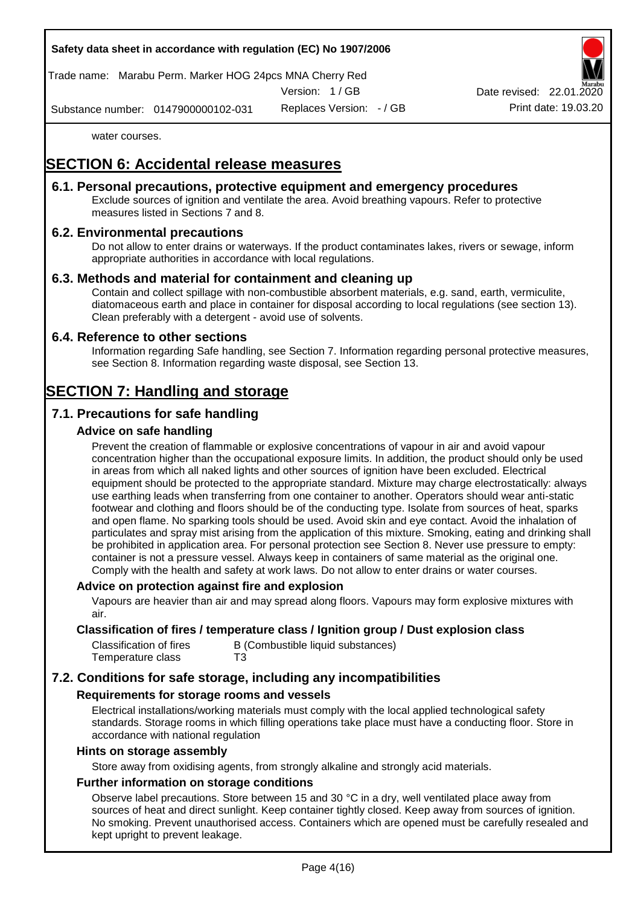water courses.

# SECTION 6: Accidental release measures

## 6.1. Personal precautions, protective equipment and emergency procedures

Exclude sources of ignition and ventilate the area. Avoid breathing vapours. Refer to protective measures listed in Sections 7 and 8.

## 6.2. Environmental precautions

Do not allow to enter drains or waterways. If the product contaminates lakes, rivers or sewage, inform appropriate authorities in accordance with local regulations.

## 6.3. Methods and material for containment and cleaning up

Contain and collect spillage with non-combustible absorbent materials, e.g. sand, earth, vermiculite, diatomaceous earth and place in container for disposal according to local regulations (see section 13). Clean preferably with a detergent - avoid use of solvents.

## 6.4. Reference to other sections

Information regarding Safe handling, see Section 7. Information regarding personal protective measures, see Section 8. Information regarding waste disposal, see Section 13.

# SECTION 7: Handling and storage

## 7.1. Precautions for safe handling

### Advice on safe handling

Prevent the creation of flammable or explosive concentrations of vapour in air and avoid vapour concentration higher than the occupational exposure limits. In addition, the product should only be used in areas from which all naked lights and other sources of ignition have been excluded. Electrical equipment should be protected to the appropriate standard. Mixture may charge electrostatically: always use earthing leads when transferring from one container to another. Operators should wear anti-static footwear and clothing and floors should be of the conducting type. Isolate from sources of heat, sparks and open flame. No sparking tools should be used. Avoid skin and eye contact. Avoid the inhalation of particulates and spray mist arising from the application of this mixture. Smoking, eating and drinking shall be prohibited in application area. For personal protection see Section 8. Never use pressure to empty: container is not a pressure vessel. Always keep in containers of same material as the original one. Comply with the health and safety at work laws. Do not allow to enter drains or water courses.

### Advice on protection against fire and explosion

Vapours are heavier than air and may spread along floors. Vapours may form explosive mixtures with air.

### Classification of fires / temperature class / Ignition group / Dust explosion class

| | |
|---|---|
| Classification of fires | B (Combustible liquid substances) |
| Temperature class | T3 |

## 7.2. Conditions for safe storage, including any incompatibilities

### Requirements for storage rooms and vessels

Electrical installations/working materials must comply with the local applied technological safety standards. Storage rooms in which filling operations take place must have a conducting floor. Store in accordance with national regulation

### Hints on storage assembly

Store away from oxidising agents, from strongly alkaline and strongly acid materials.

### Further information on storage conditions

Observe label precautions. Store between 15 and 30 °C in a dry, well ventilated place away from sources of heat and direct sunlight. Keep container tightly closed. Keep away from sources of ignition. No smoking. Prevent unauthorised access. Containers which are opened must be carefully resealed and kept upright to prevent leakage.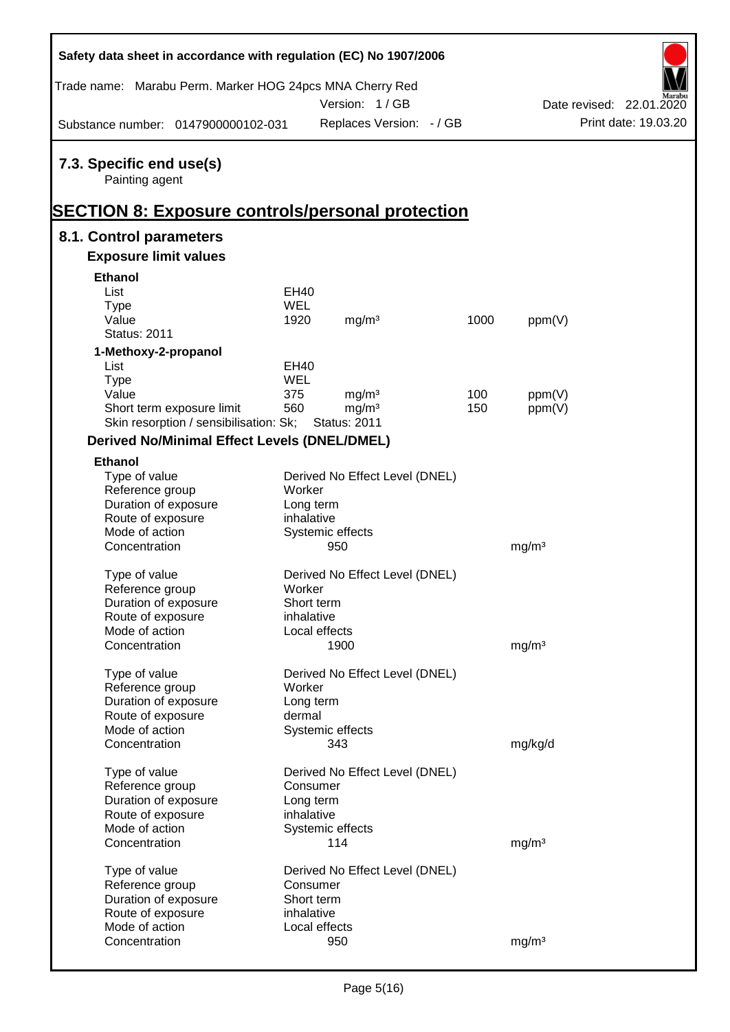## 7.3. Specific end use(s)

Painting agent

# SECTION 8: Exposure controls/personal protection

## 8.1. Control parameters

### Exposure limit values

**Ethanol**

| | | | | |
|---|---|---|---|---|
| List | EH40 | | | |
| Type | WEL | | | |
| Value | 1920 | mg/m³ | 1000 | ppm(V) |
| Status: 2011 | | | | |

**1-Methoxy-2-propanol**

| | | | | |
|---|---|---|---|---|
| List | EH40 | | | |
| Type | WEL | | | |
| Value | 375 | mg/m³ | 100 | ppm(V) |
| Short term exposure limit | 560 | mg/m³ | 150 | ppm(V) |
| Skin resorption / sensibilisation: Sk; | Status: 2011 | | | |

### Derived No/Minimal Effect Levels (DNEL/DMEL)

**Ethanol**

| | | |
|---|---|---|
| Type of value | Derived No Effect Level (DNEL) | |
| Reference group | Worker | |
| Duration of exposure | Long term | |
| Route of exposure | inhalative | |
| Mode of action | Systemic effects | |
| Concentration | 950 | mg/m³ |

| | | |
|---|---|---|
| Type of value | Derived No Effect Level (DNEL) | |
| Reference group | Worker | |
| Duration of exposure | Short term | |
| Route of exposure | inhalative | |
| Mode of action | Local effects | |
| Concentration | 1900 | mg/m³ |

| | | |
|---|---|---|
| Type of value | Derived No Effect Level (DNEL) | |
| Reference group | Worker | |
| Duration of exposure | Long term | |
| Route of exposure | dermal | |
| Mode of action | Systemic effects | |
| Concentration | 343 | mg/kg/d |

| | | |
|---|---|---|
| Type of value | Derived No Effect Level (DNEL) | |
| Reference group | Consumer | |
| Duration of exposure | Long term | |
| Route of exposure | inhalative | |
| Mode of action | Systemic effects | |
| Concentration | 114 | mg/m³ |

| | | |
|---|---|---|
| Type of value | Derived No Effect Level (DNEL) | |
| Reference group | Consumer | |
| Duration of exposure | Short term | |
| Route of exposure | inhalative | |
| Mode of action | Local effects | |
| Concentration | 950 | mg/m³ |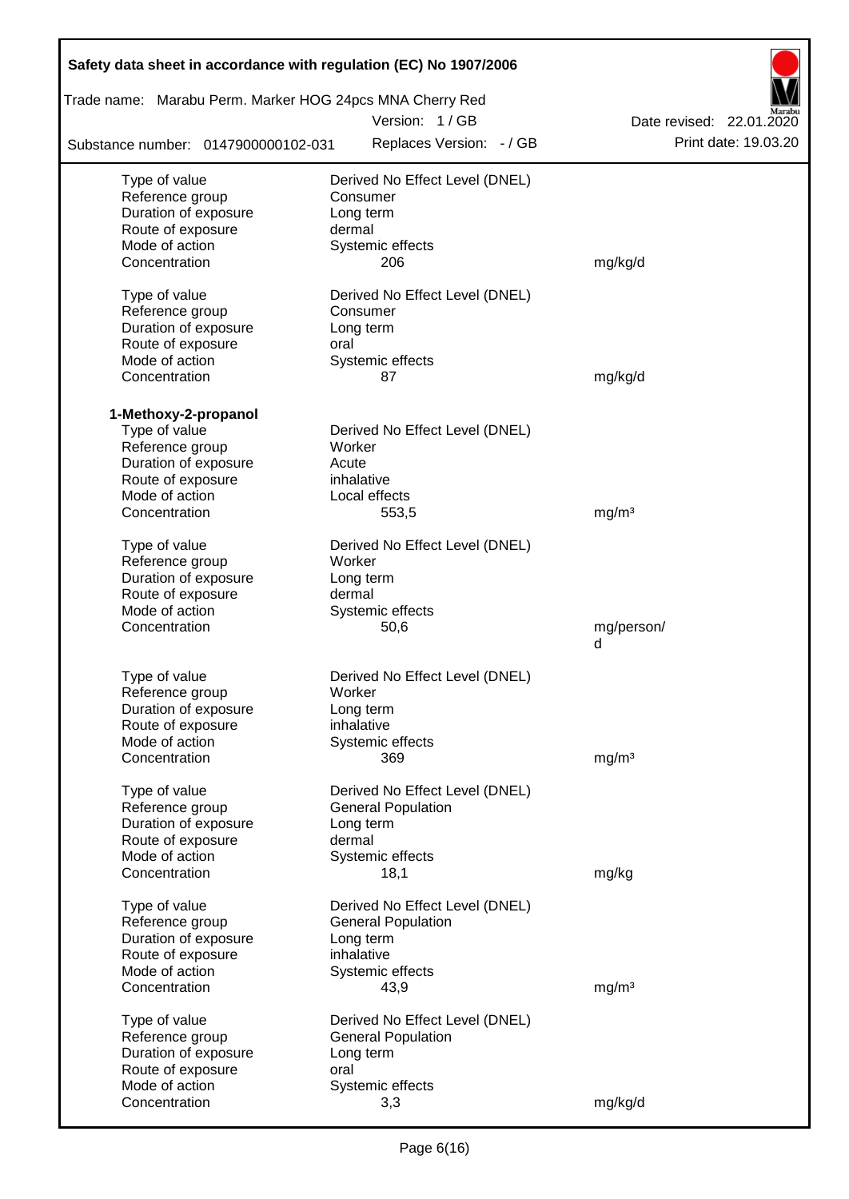| | | |
|---|---|---|
| Type of value | Derived No Effect Level (DNEL) | |
| Reference group | Consumer | |
| Duration of exposure | Long term | |
| Route of exposure | dermal | |
| Mode of action | Systemic effects | |
| Concentration | 206 | mg/kg/d |

| | | |
|---|---|---|
| Type of value | Derived No Effect Level (DNEL) | |
| Reference group | Consumer | |
| Duration of exposure | Long term | |
| Route of exposure | oral | |
| Mode of action | Systemic effects | |
| Concentration | 87 | mg/kg/d |

**1-Methoxy-2-propanol**

| | | |
|---|---|---|
| Type of value | Derived No Effect Level (DNEL) | |
| Reference group | Worker | |
| Duration of exposure | Acute | |
| Route of exposure | inhalative | |
| Mode of action | Local effects | |
| Concentration | 553,5 | mg/m³ |

| | | |
|---|---|---|
| Type of value | Derived No Effect Level (DNEL) | |
| Reference group | Worker | |
| Duration of exposure | Long term | |
| Route of exposure | dermal | |
| Mode of action | Systemic effects | |
| Concentration | 50,6 | mg/person/d |

| | | |
|---|---|---|
| Type of value | Derived No Effect Level (DNEL) | |
| Reference group | Worker | |
| Duration of exposure | Long term | |
| Route of exposure | inhalative | |
| Mode of action | Systemic effects | |
| Concentration | 369 | mg/m³ |

| | | |
|---|---|---|
| Type of value | Derived No Effect Level (DNEL) | |
| Reference group | General Population | |
| Duration of exposure | Long term | |
| Route of exposure | dermal | |
| Mode of action | Systemic effects | |
| Concentration | 18,1 | mg/kg |

| | | |
|---|---|---|
| Type of value | Derived No Effect Level (DNEL) | |
| Reference group | General Population | |
| Duration of exposure | Long term | |
| Route of exposure | inhalative | |
| Mode of action | Systemic effects | |
| Concentration | 43,9 | mg/m³ |

| | | |
|---|---|---|
| Type of value | Derived No Effect Level (DNEL) | |
| Reference group | General Population | |
| Duration of exposure | Long term | |
| Route of exposure | oral | |
| Mode of action | Systemic effects | |
| Concentration | 3,3 | mg/kg/d |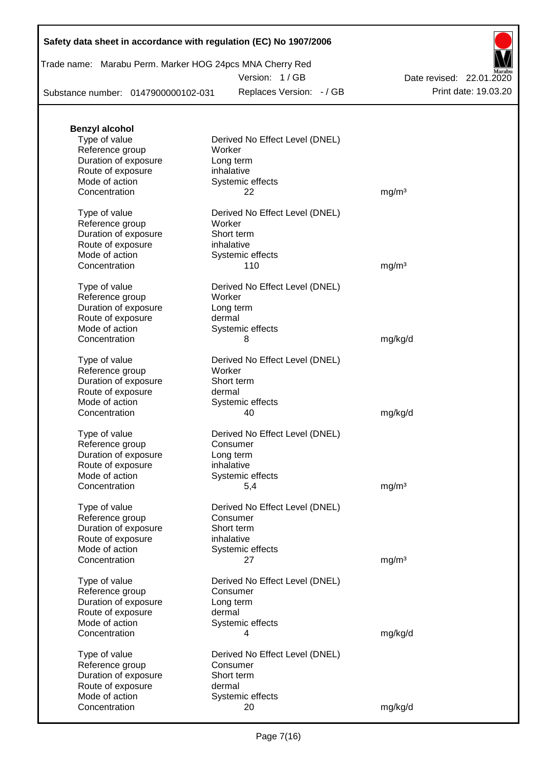**Benzyl alcohol**

| | | |
|---|---|---|
| Type of value | Derived No Effect Level (DNEL) | |
| Reference group | Worker | |
| Duration of exposure | Long term | |
| Route of exposure | inhalative | |
| Mode of action | Systemic effects | |
| Concentration | 22 | mg/m³ |

| | | |
|---|---|---|
| Type of value | Derived No Effect Level (DNEL) | |
| Reference group | Worker | |
| Duration of exposure | Short term | |
| Route of exposure | inhalative | |
| Mode of action | Systemic effects | |
| Concentration | 110 | mg/m³ |

| | | |
|---|---|---|
| Type of value | Derived No Effect Level (DNEL) | |
| Reference group | Worker | |
| Duration of exposure | Long term | |
| Route of exposure | dermal | |
| Mode of action | Systemic effects | |
| Concentration | 8 | mg/kg/d |

| | | |
|---|---|---|
| Type of value | Derived No Effect Level (DNEL) | |
| Reference group | Worker | |
| Duration of exposure | Short term | |
| Route of exposure | dermal | |
| Mode of action | Systemic effects | |
| Concentration | 40 | mg/kg/d |

| | | |
|---|---|---|
| Type of value | Derived No Effect Level (DNEL) | |
| Reference group | Consumer | |
| Duration of exposure | Long term | |
| Route of exposure | inhalative | |
| Mode of action | Systemic effects | |
| Concentration | 5,4 | mg/m³ |

| | | |
|---|---|---|
| Type of value | Derived No Effect Level (DNEL) | |
| Reference group | Consumer | |
| Duration of exposure | Short term | |
| Route of exposure | inhalative | |
| Mode of action | Systemic effects | |
| Concentration | 27 | mg/m³ |

| | | |
|---|---|---|
| Type of value | Derived No Effect Level (DNEL) | |
| Reference group | Consumer | |
| Duration of exposure | Long term | |
| Route of exposure | dermal | |
| Mode of action | Systemic effects | |
| Concentration | 4 | mg/kg/d |

| | | |
|---|---|---|
| Type of value | Derived No Effect Level (DNEL) | |
| Reference group | Consumer | |
| Duration of exposure | Short term | |
| Route of exposure | dermal | |
| Mode of action | Systemic effects | |
| Concentration | 20 | mg/kg/d |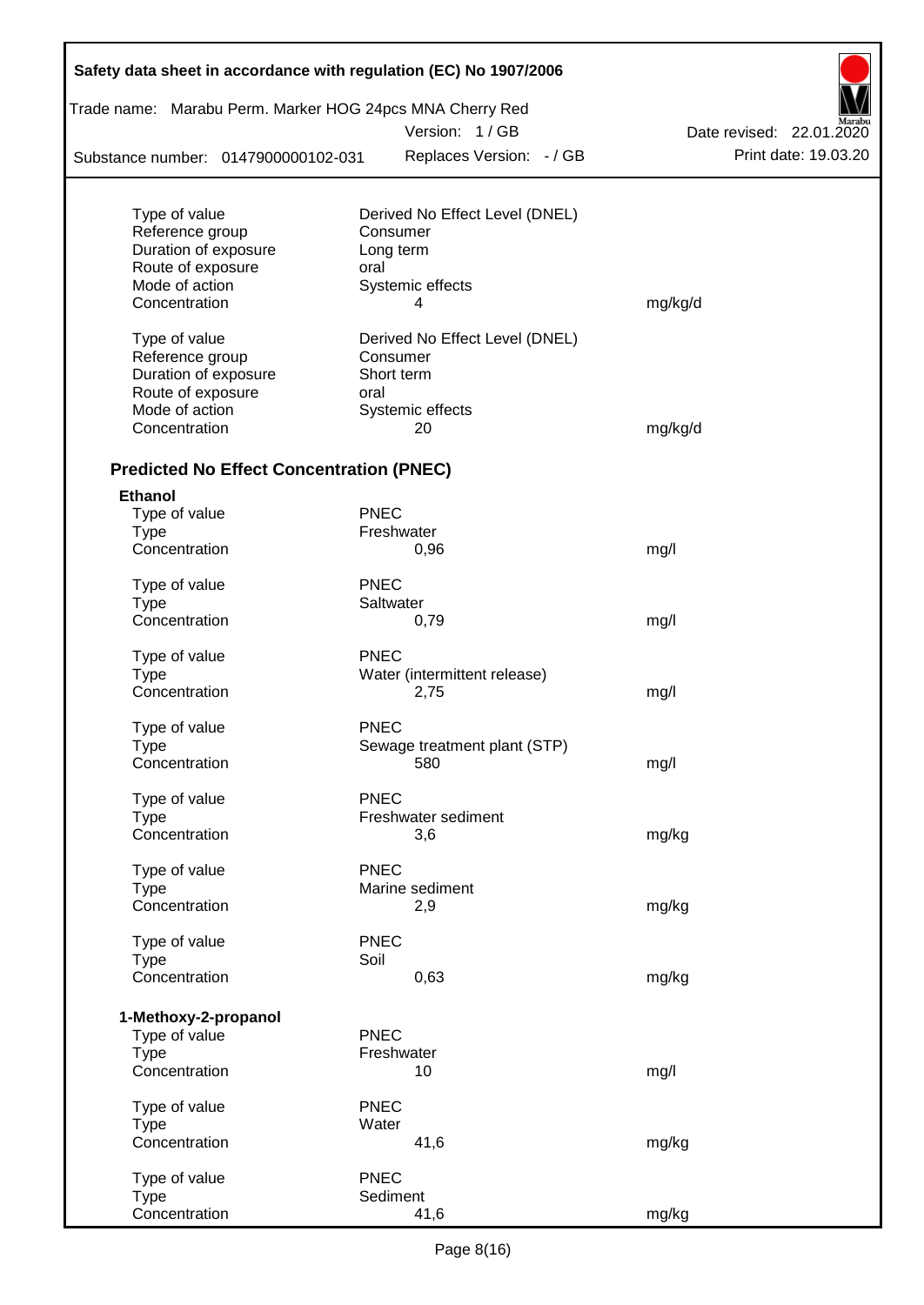| | | |
|---|---|---|
| Type of value | Derived No Effect Level (DNEL) | |
| Reference group | Consumer | |
| Duration of exposure | Long term | |
| Route of exposure | oral | |
| Mode of action | Systemic effects | |
| Concentration | 4 | mg/kg/d |

| | | |
|---|---|---|
| Type of value | Derived No Effect Level (DNEL) | |
| Reference group | Consumer | |
| Duration of exposure | Short term | |
| Route of exposure | oral | |
| Mode of action | Systemic effects | |
| Concentration | 20 | mg/kg/d |

### Predicted No Effect Concentration (PNEC)

**Ethanol**

| | | |
|---|---|---|
| Type of value | PNEC | |
| Type | Freshwater | |
| Concentration | 0,96 | mg/l |

| | | |
|---|---|---|
| Type of value | PNEC | |
| Type | Saltwater | |
| Concentration | 0,79 | mg/l |

| | | |
|---|---|---|
| Type of value | PNEC | |
| Type | Water (intermittent release) | |
| Concentration | 2,75 | mg/l |

| | | |
|---|---|---|
| Type of value | PNEC | |
| Type | Sewage treatment plant (STP) | |
| Concentration | 580 | mg/l |

| | | |
|---|---|---|
| Type of value | PNEC | |
| Type | Freshwater sediment | |
| Concentration | 3,6 | mg/kg |

| | | |
|---|---|---|
| Type of value | PNEC | |
| Type | Marine sediment | |
| Concentration | 2,9 | mg/kg |

| | | |
|---|---|---|
| Type of value | PNEC | |
| Type | Soil | |
| Concentration | 0,63 | mg/kg |

**1-Methoxy-2-propanol**

| | | |
|---|---|---|
| Type of value | PNEC | |
| Type | Freshwater | |
| Concentration | 10 | mg/l |

| | | |
|---|---|---|
| Type of value | PNEC | |
| Type | Water | |
| Concentration | 41,6 | mg/kg |

| | | |
|---|---|---|
| Type of value | PNEC | |
| Type | Sediment | |
| Concentration | 41,6 | mg/kg |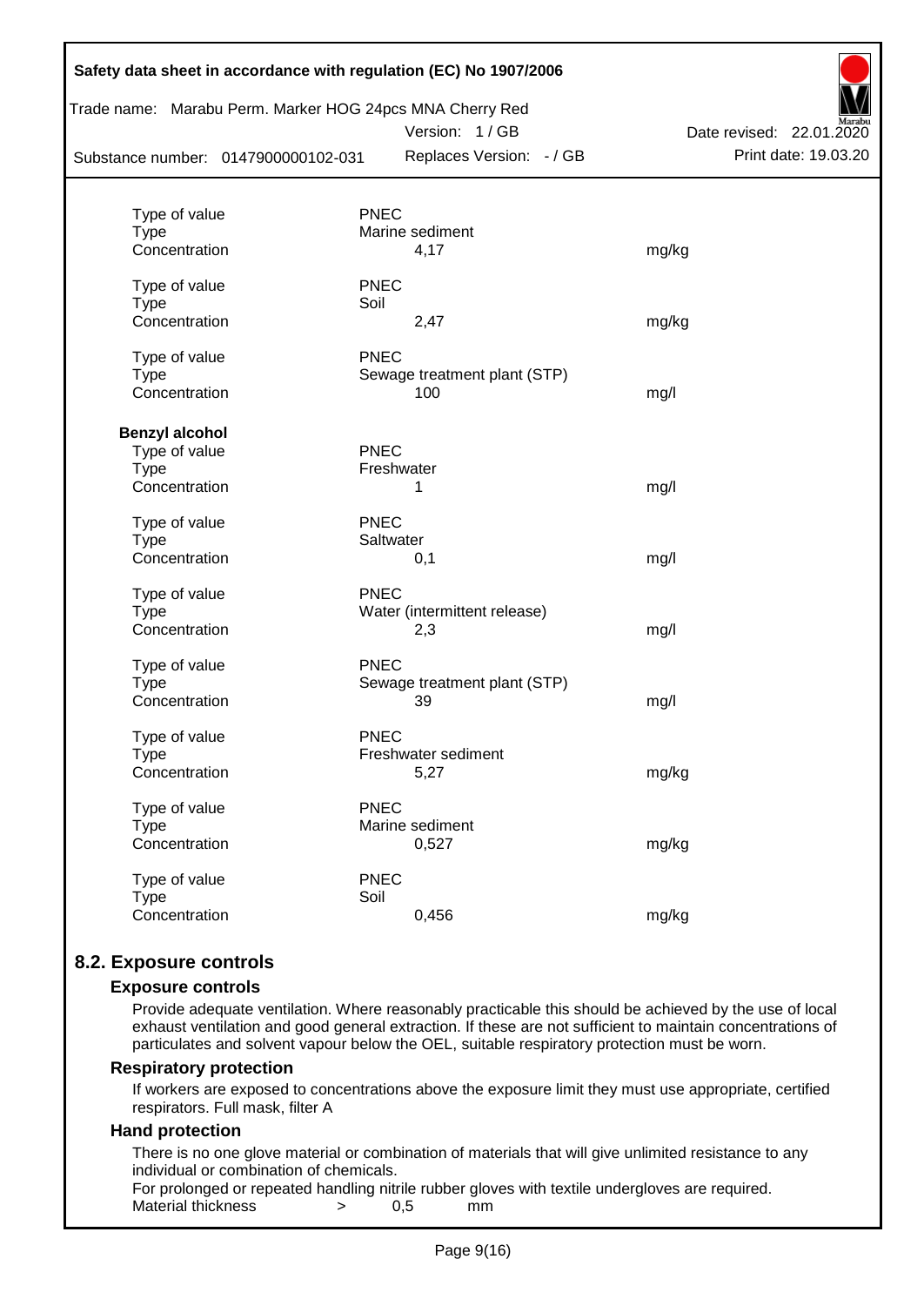| | | |
|---|---|---|
| Type of value | PNEC | |
| Type | Marine sediment | |
| Concentration | 4,17 | mg/kg |
| | | |
| Type of value | PNEC | |
| Type | Soil | |
| Concentration | 2,47 | mg/kg |
| | | |
| Type of value | PNEC | |
| Type | Sewage treatment plant (STP) | |
| Concentration | 100 | mg/l |

**Benzyl alcohol**

| | | |
|---|---|---|
| Type of value | PNEC | |
| Type | Freshwater | |
| Concentration | 1 | mg/l |
| | | |
| Type of value | PNEC | |
| Type | Saltwater | |
| Concentration | 0,1 | mg/l |
| | | |
| Type of value | PNEC | |
| Type | Water (intermittent release) | |
| Concentration | 2,3 | mg/l |
| | | |
| Type of value | PNEC | |
| Type | Sewage treatment plant (STP) | |
| Concentration | 39 | mg/l |
| | | |
| Type of value | PNEC | |
| Type | Freshwater sediment | |
| Concentration | 5,27 | mg/kg |
| | | |
| Type of value | PNEC | |
| Type | Marine sediment | |
| Concentration | 0,527 | mg/kg |
| | | |
| Type of value | PNEC | |
| Type | Soil | |
| Concentration | 0,456 | mg/kg |

## 8.2. Exposure controls

### Exposure controls

Provide adequate ventilation. Where reasonably practicable this should be achieved by the use of local exhaust ventilation and good general extraction. If these are not sufficient to maintain concentrations of particulates and solvent vapour below the OEL, suitable respiratory protection must be worn.

### Respiratory protection

If workers are exposed to concentrations above the exposure limit they must use appropriate, certified respirators. Full mask, filter A

### Hand protection

There is no one glove material or combination of materials that will give unlimited resistance to any individual or combination of chemicals.

For prolonged or repeated handling nitrile rubber gloves with textile undergloves are required.

Material thickness > 0,5 mm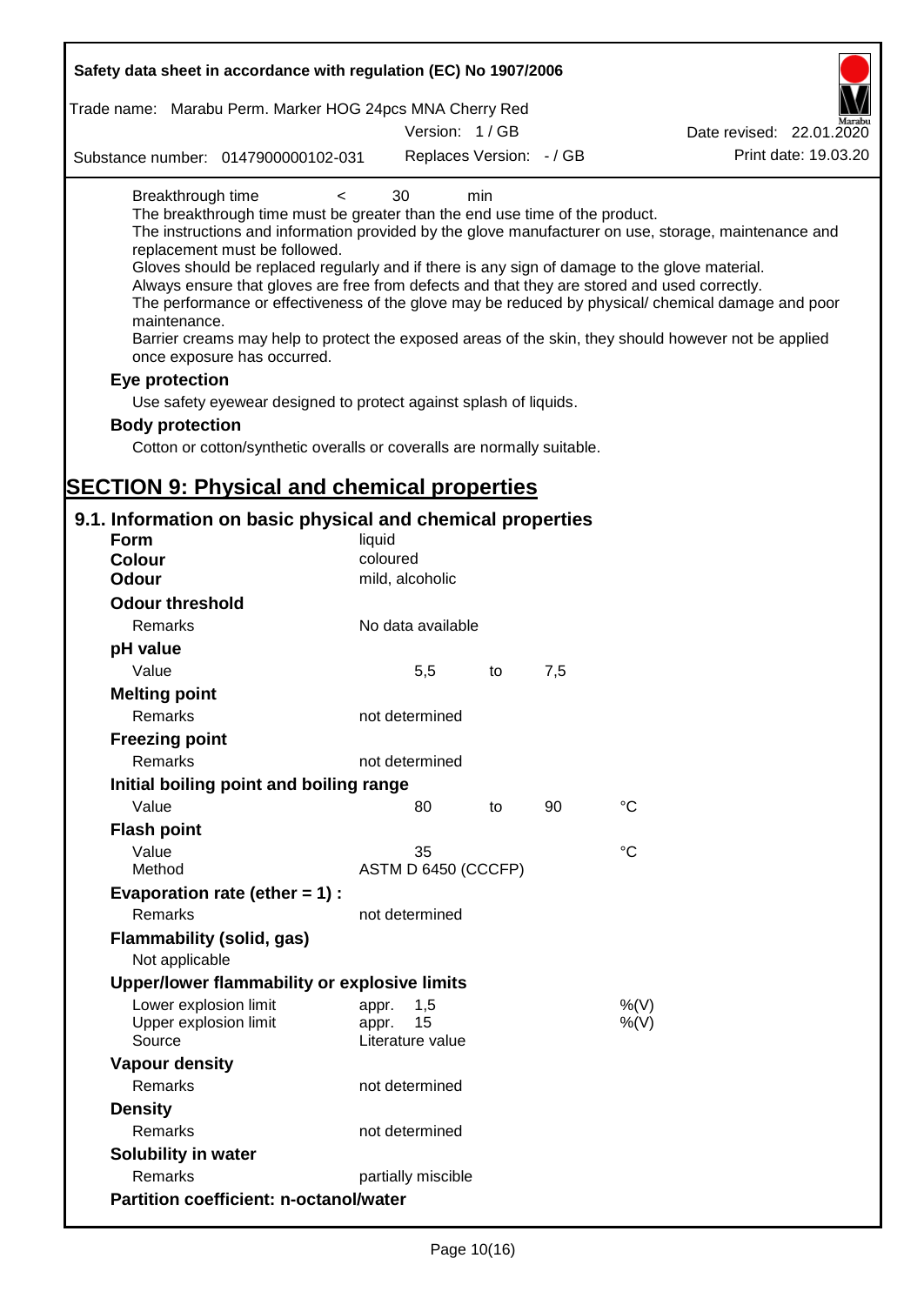Breakthrough time < 30 min

The breakthrough time must be greater than the end use time of the product.

The instructions and information provided by the glove manufacturer on use, storage, maintenance and replacement must be followed.

Gloves should be replaced regularly and if there is any sign of damage to the glove material.

Always ensure that gloves are free from defects and that they are stored and used correctly.

The performance or effectiveness of the glove may be reduced by physical/ chemical damage and poor maintenance.

Barrier creams may help to protect the exposed areas of the skin, they should however not be applied once exposure has occurred.

**Eye protection**

Use safety eyewear designed to protect against splash of liquids.

**Body protection**

Cotton or cotton/synthetic overalls or coveralls are normally suitable.

# SECTION 9: Physical and chemical properties

## 9.1. Information on basic physical and chemical properties

| | | | | |
|---|---|---|---|---|
| **Form** | liquid | | | |
| **Colour** | coloured | | | |
| **Odour** | mild, alcoholic | | | |
| **Odour threshold** | | | | |
| Remarks | No data available | | | |
| **pH value** | | | | |
| Value | 5,5 | to | 7,5 | |
| **Melting point** | | | | |
| Remarks | not determined | | | |
| **Freezing point** | | | | |
| Remarks | not determined | | | |
| **Initial boiling point and boiling range** | | | | |
| Value | 80 | to | 90 | °C |
| **Flash point** | | | | |
| Value | 35 | | | °C |
| Method | ASTM D 6450 (CCCFP) | | | |
| **Evaporation rate (ether = 1) :** | | | | |
| Remarks | not determined | | | |
| **Flammability (solid, gas)** | | | | |
| Not applicable | | | | |
| **Upper/lower flammability or explosive limits** | | | | |
| Lower explosion limit | appr. 1,5 | | | %(V) |
| Upper explosion limit | appr. 15 | | | %(V) |
| Source | Literature value | | | |
| **Vapour density** | | | | |
| Remarks | not determined | | | |
| **Density** | | | | |
| Remarks | not determined | | | |
| **Solubility in water** | | | | |
| Remarks | partially miscible | | | |
| **Partition coefficient: n-octanol/water** | | | | |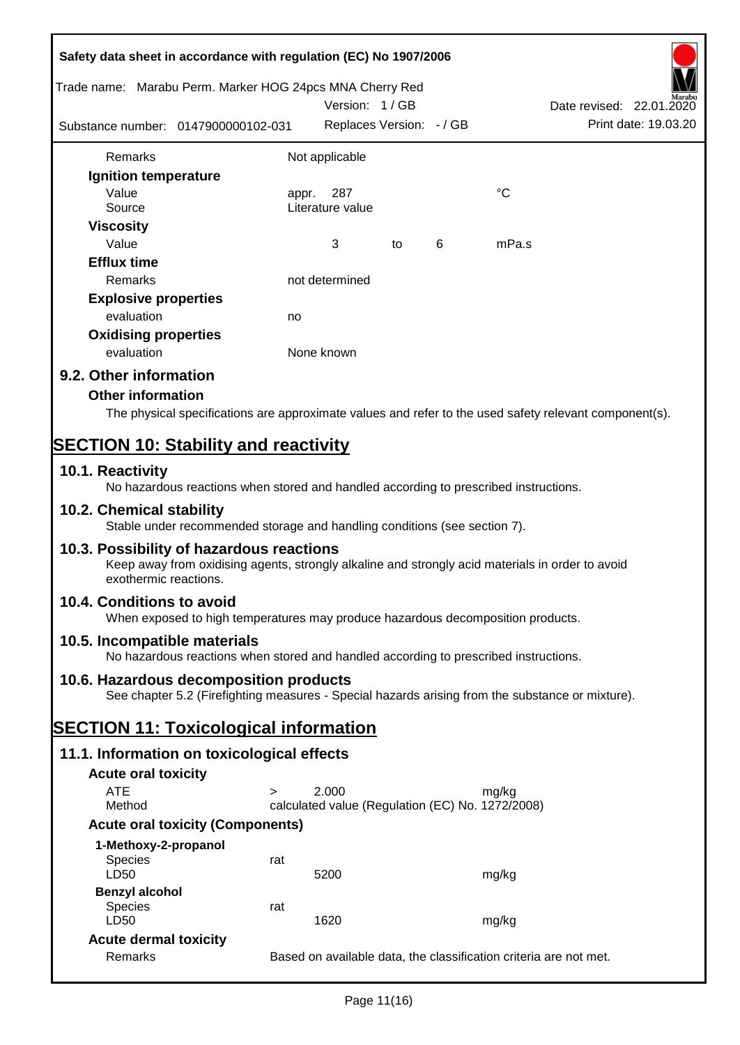| | | | | |
|---|---|---|---|---|
| Remarks | Not applicable | | | |
| **Ignition temperature** | | | | |
| Value | appr. 287 | | | °C |
| Source | Literature value | | | |
| **Viscosity** | | | | |
| Value | 3 | to | 6 | mPa.s |
| **Efflux time** | | | | |
| Remarks | not determined | | | |
| **Explosive properties** | | | | |
| evaluation | no | | | |
| **Oxidising properties** | | | | |
| evaluation | None known | | | |

## 9.2. Other information

### Other information

The physical specifications are approximate values and refer to the used safety relevant component(s).

# SECTION 10: Stability and reactivity

## 10.1. Reactivity

No hazardous reactions when stored and handled according to prescribed instructions.

## 10.2. Chemical stability

Stable under recommended storage and handling conditions (see section 7).

## 10.3. Possibility of hazardous reactions

Keep away from oxidising agents, strongly alkaline and strongly acid materials in order to avoid exothermic reactions.

## 10.4. Conditions to avoid

When exposed to high temperatures may produce hazardous decomposition products.

## 10.5. Incompatible materials

No hazardous reactions when stored and handled according to prescribed instructions.

## 10.6. Hazardous decomposition products

See chapter 5.2 (Firefighting measures - Special hazards arising from the substance or mixture).

# SECTION 11: Toxicological information

## 11.1. Information on toxicological effects

### Acute oral toxicity

| | | | |
|---|---|---|---|
| ATE | > | 2.000 | mg/kg |
| Method | calculated value (Regulation (EC) No. 1272/2008) | | |

### Acute oral toxicity (Components)

| | | | |
|---|---|---|---|
| **1-Methoxy-2-propanol** | | | |
| Species | rat | | |
| LD50 | | 5200 | mg/kg |
| **Benzyl alcohol** | | | |
| Species | rat | | |
| LD50 | | 1620 | mg/kg |

### Acute dermal toxicity

| | |
|---|---|
| Remarks | Based on available data, the classification criteria are not met. |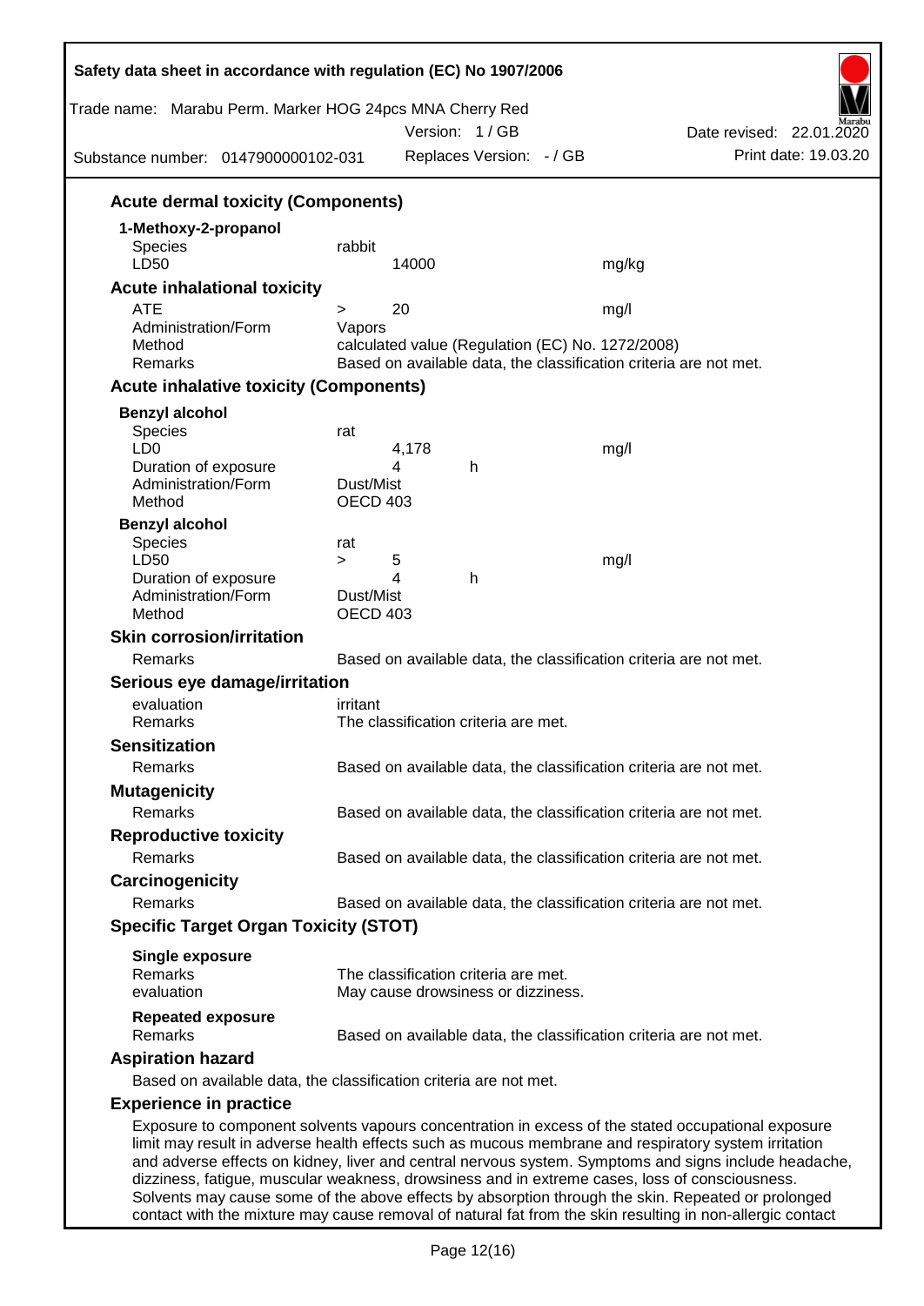### Acute dermal toxicity (Components)

**1-Methoxy-2-propanol**

| | | | |
|---|---|---|---|
| Species | rabbit | | |
| LD50 | 14000 | | mg/kg |

### Acute inhalational toxicity

| | | | |
|---|---|---|---|
| ATE | > | 20 | mg/l |
| Administration/Form | Vapors | | |
| Method | calculated value (Regulation (EC) No. 1272/2008) | | |
| Remarks | Based on available data, the classification criteria are not met. | | |

### Acute inhalative toxicity (Components)

**Benzyl alcohol**

| | | | |
|---|---|---|---|
| Species | rat | | |
| LD0 | 4,178 | | mg/l |
| Duration of exposure | 4 | h | |
| Administration/Form | Dust/Mist | | |
| Method | OECD 403 | | |

**Benzyl alcohol**

| | | | | |
|---|---|---|---|---|
| Species | rat | | | |
| LD50 | > | 5 | | mg/l |
| Duration of exposure | | 4 | h | |
| Administration/Form | Dust/Mist | | | |
| Method | OECD 403 | | | |

### Skin corrosion/irritation

Remarks: Based on available data, the classification criteria are not met.

### Serious eye damage/irritation

evaluation: irritant
Remarks: The classification criteria are met.

### Sensitization

Remarks: Based on available data, the classification criteria are not met.

### Mutagenicity

Remarks: Based on available data, the classification criteria are not met.

### Reproductive toxicity

Remarks: Based on available data, the classification criteria are not met.

### Carcinogenicity

Remarks: Based on available data, the classification criteria are not met.

### Specific Target Organ Toxicity (STOT)

**Single exposure**
Remarks: The classification criteria are met.
evaluation: May cause drowsiness or dizziness.

**Repeated exposure**
Remarks: Based on available data, the classification criteria are not met.

### Aspiration hazard

Based on available data, the classification criteria are not met.

### Experience in practice

Exposure to component solvents vapours concentration in excess of the stated occupational exposure limit may result in adverse health effects such as mucous membrane and respiratory system irritation and adverse effects on kidney, liver and central nervous system. Symptoms and signs include headache, dizziness, fatigue, muscular weakness, drowsiness and in extreme cases, loss of consciousness. Solvents may cause some of the above effects by absorption through the skin. Repeated or prolonged contact with the mixture may cause removal of natural fat from the skin resulting in non-allergic contact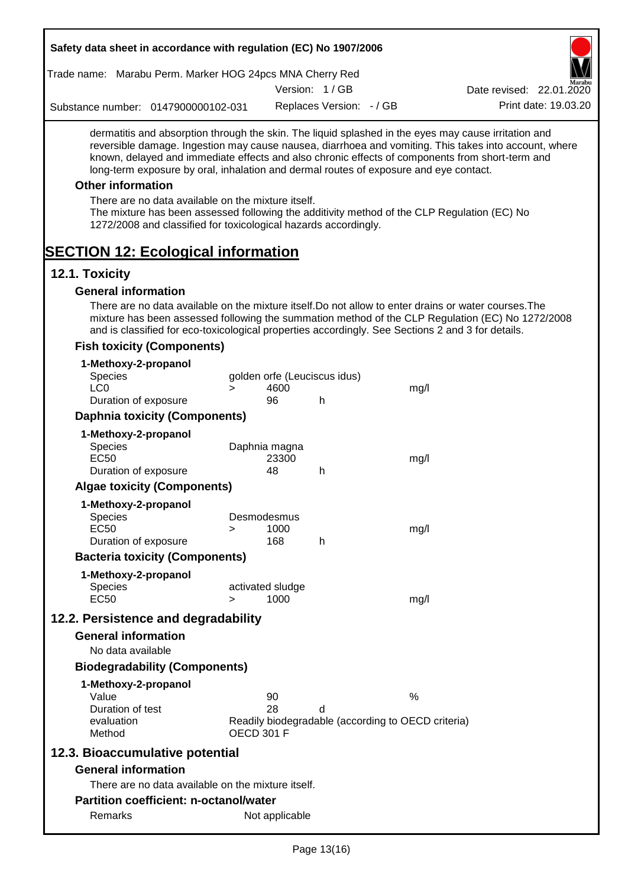dermatitis and absorption through the skin. The liquid splashed in the eyes may cause irritation and reversible damage. Ingestion may cause nausea, diarrhoea and vomiting. This takes into account, where known, delayed and immediate effects and also chronic effects of components from short-term and long-term exposure by oral, inhalation and dermal routes of exposure and eye contact.

### Other information

There are no data available on the mixture itself.
The mixture has been assessed following the additivity method of the CLP Regulation (EC) No 1272/2008 and classified for toxicological hazards accordingly.

# SECTION 12: Ecological information

## 12.1. Toxicity

### General information

There are no data available on the mixture itself.Do not allow to enter drains or water courses.The mixture has been assessed following the summation method of the CLP Regulation (EC) No 1272/2008 and is classified for eco-toxicological properties accordingly. See Sections 2 and 3 for details.

### Fish toxicity (Components)

**1-Methoxy-2-propanol**

| | | | | |
|---|---|---|---|---|
| Species | golden orfe (Leuciscus idus) | | | |
| LC0 | > | 4600 | | mg/l |
| Duration of exposure | | 96 | h | |

### Daphnia toxicity (Components)

**1-Methoxy-2-propanol**

| | | | | |
|---|---|---|---|---|
| Species | Daphnia magna | | | |
| EC50 | | 23300 | | mg/l |
| Duration of exposure | | 48 | h | |

### Algae toxicity (Components)

**1-Methoxy-2-propanol**

| | | | | |
|---|---|---|---|---|
| Species | Desmodesmus | | | |
| EC50 | > | 1000 | | mg/l |
| Duration of exposure | | 168 | h | |

### Bacteria toxicity (Components)

**1-Methoxy-2-propanol**

| | | | | |
|---|---|---|---|---|
| Species | activated sludge | | | |
| EC50 | > | 1000 | | mg/l |

## 12.2. Persistence and degradability

### General information

No data available

### Biodegradability (Components)

**1-Methoxy-2-propanol**

| | | | |
|---|---|---|---|
| Value | 90 | | % |
| Duration of test | 28 | d | |
| evaluation | Readily biodegradable (according to OECD criteria) | | |
| Method | OECD 301 F | | |

## 12.3. Bioaccumulative potential

### General information

There are no data available on the mixture itself.

### Partition coefficient: n-octanol/water

| | |
|---|---|
| Remarks | Not applicable |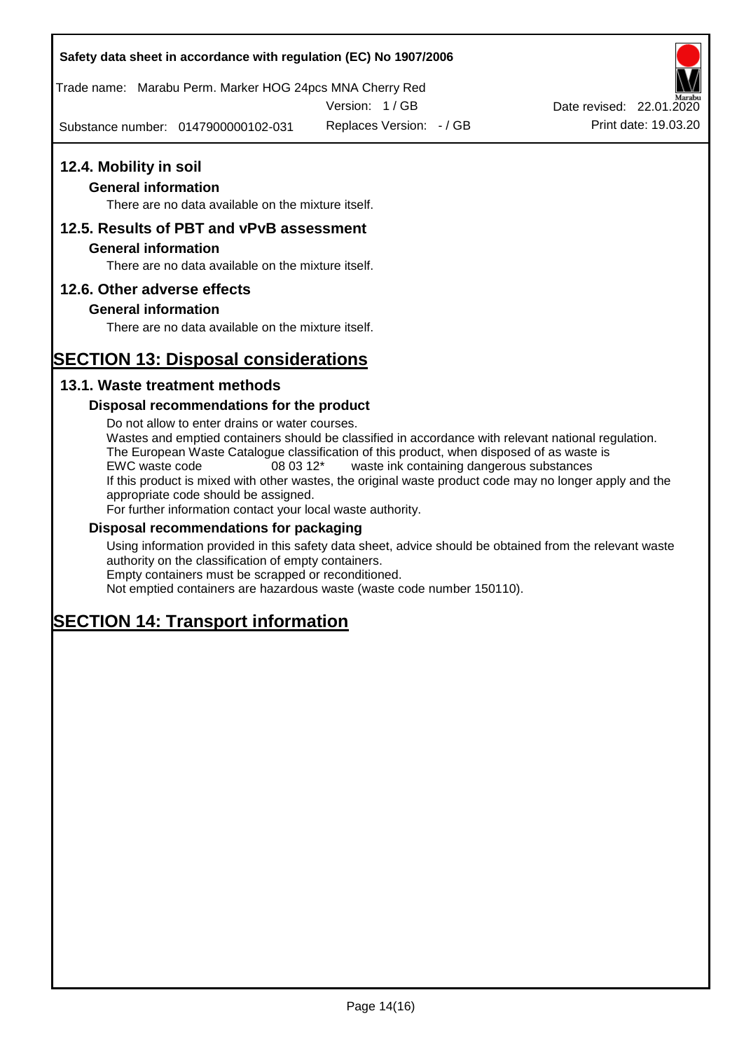## 12.4. Mobility in soil

### General information

There are no data available on the mixture itself.

## 12.5. Results of PBT and vPvB assessment

### General information

There are no data available on the mixture itself.

## 12.6. Other adverse effects

### General information

There are no data available on the mixture itself.

# SECTION 13: Disposal considerations

## 13.1. Waste treatment methods

### Disposal recommendations for the product

Do not allow to enter drains or water courses.
Wastes and emptied containers should be classified in accordance with relevant national regulation.
The European Waste Catalogue classification of this product, when disposed of as waste is
EWC waste code 08 03 12* waste ink containing dangerous substances
If this product is mixed with other wastes, the original waste product code may no longer apply and the appropriate code should be assigned.
For further information contact your local waste authority.

### Disposal recommendations for packaging

Using information provided in this safety data sheet, advice should be obtained from the relevant waste authority on the classification of empty containers.
Empty containers must be scrapped or reconditioned.
Not emptied containers are hazardous waste (waste code number 150110).

# SECTION 14: Transport information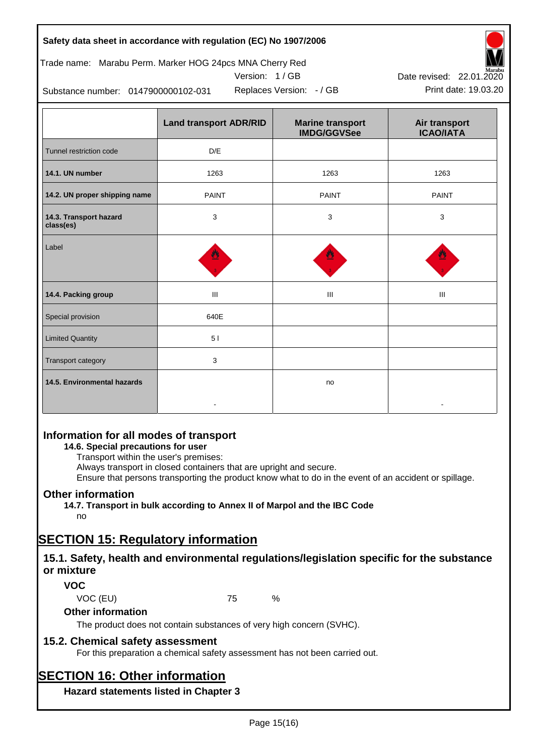| | Land transport ADR/RID | Marine transport IMDG/GGVSee | Air transport ICAO/IATA |
|---|---|---|---|
| Tunnel restriction code | D/E | | |
| **14.1. UN number** | 1263 | 1263 | 1263 |
| **14.2. UN proper shipping name** | PAINT | PAINT | PAINT |
| **14.3. Transport hazard class(es)** | 3 | 3 | 3 |
| Label | | | |
| **14.4. Packing group** | III | III | III |
| Special provision | 640E | | |
| Limited Quantity | 5 l | | |
| Transport category | 3 | | |
| **14.5. Environmental hazards** | - | no | - |

## Information for all modes of transport

**14.6. Special precautions for user**

Transport within the user's premises:
Always transport in closed containers that are upright and secure.
Ensure that persons transporting the product know what to do in the event of an accident or spillage.

## Other information

**14.7. Transport in bulk according to Annex II of Marpol and the IBC Code**

no

# SECTION 15: Regulatory information

## 15.1. Safety, health and environmental regulations/legislation specific for the substance or mixture

### VOC

VOC (EU) 75 %

### Other information

The product does not contain substances of very high concern (SVHC).

## 15.2. Chemical safety assessment

For this preparation a chemical safety assessment has not been carried out.

# SECTION 16: Other information

### Hazard statements listed in Chapter 3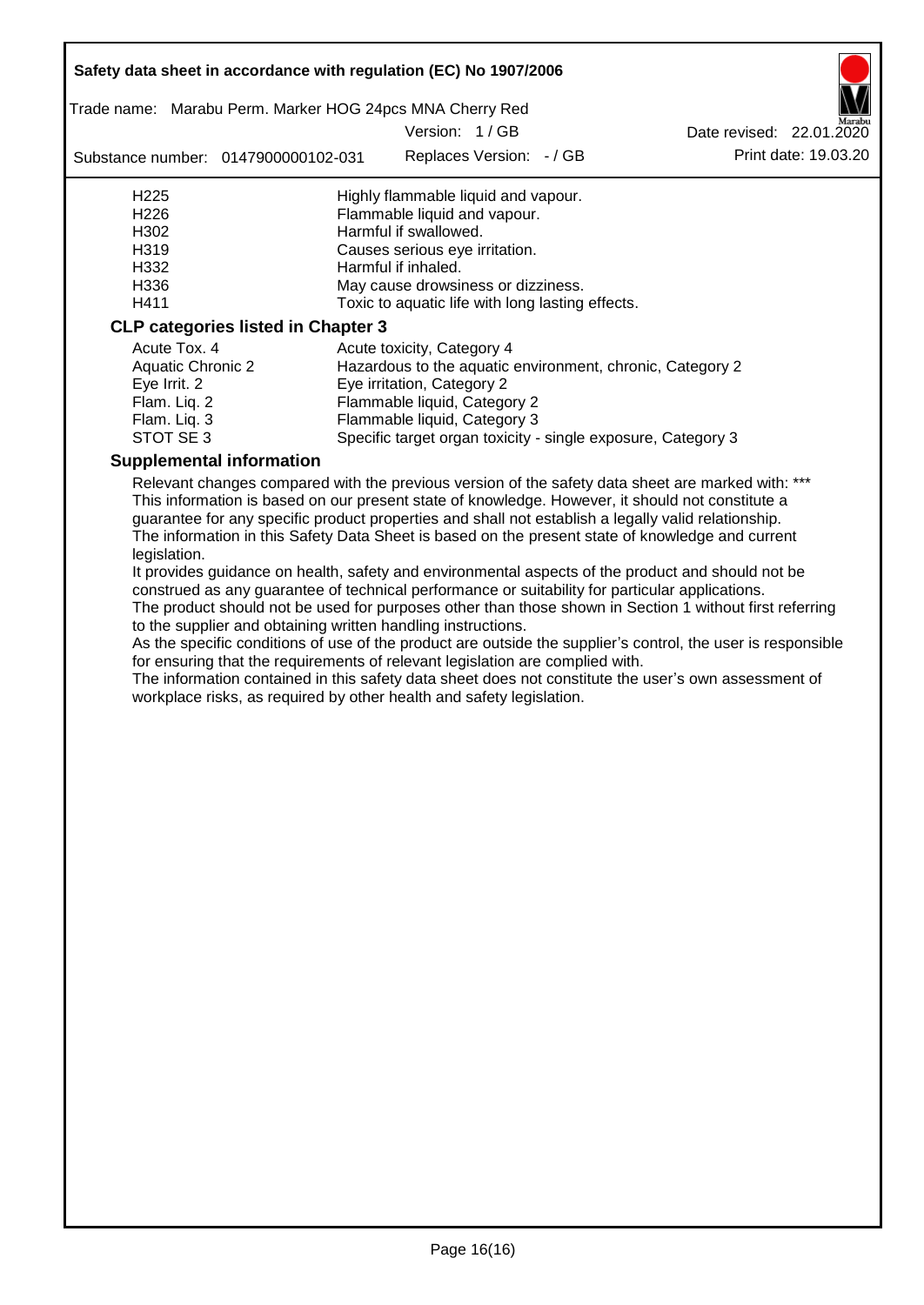| | |
|---|---|
| H225 | Highly flammable liquid and vapour. |
| H226 | Flammable liquid and vapour. |
| H302 | Harmful if swallowed. |
| H319 | Causes serious eye irritation. |
| H332 | Harmful if inhaled. |
| H336 | May cause drowsiness or dizziness. |
| H411 | Toxic to aquatic life with long lasting effects. |

## CLP categories listed in Chapter 3

| | |
|---|---|
| Acute Tox. 4 | Acute toxicity, Category 4 |
| Aquatic Chronic 2 | Hazardous to the aquatic environment, chronic, Category 2 |
| Eye Irrit. 2 | Eye irritation, Category 2 |
| Flam. Liq. 2 | Flammable liquid, Category 2 |
| Flam. Liq. 3 | Flammable liquid, Category 3 |
| STOT SE 3 | Specific target organ toxicity - single exposure, Category 3 |

## Supplemental information

Relevant changes compared with the previous version of the safety data sheet are marked with: ***
This information is based on our present state of knowledge. However, it should not constitute a guarantee for any specific product properties and shall not establish a legally valid relationship.
The information in this Safety Data Sheet is based on the present state of knowledge and current legislation.
It provides guidance on health, safety and environmental aspects of the product and should not be construed as any guarantee of technical performance or suitability for particular applications.
The product should not be used for purposes other than those shown in Section 1 without first referring to the supplier and obtaining written handling instructions.
As the specific conditions of use of the product are outside the supplier's control, the user is responsible for ensuring that the requirements of relevant legislation are complied with.
The information contained in this safety data sheet does not constitute the user's own assessment of workplace risks, as required by other health and safety legislation.